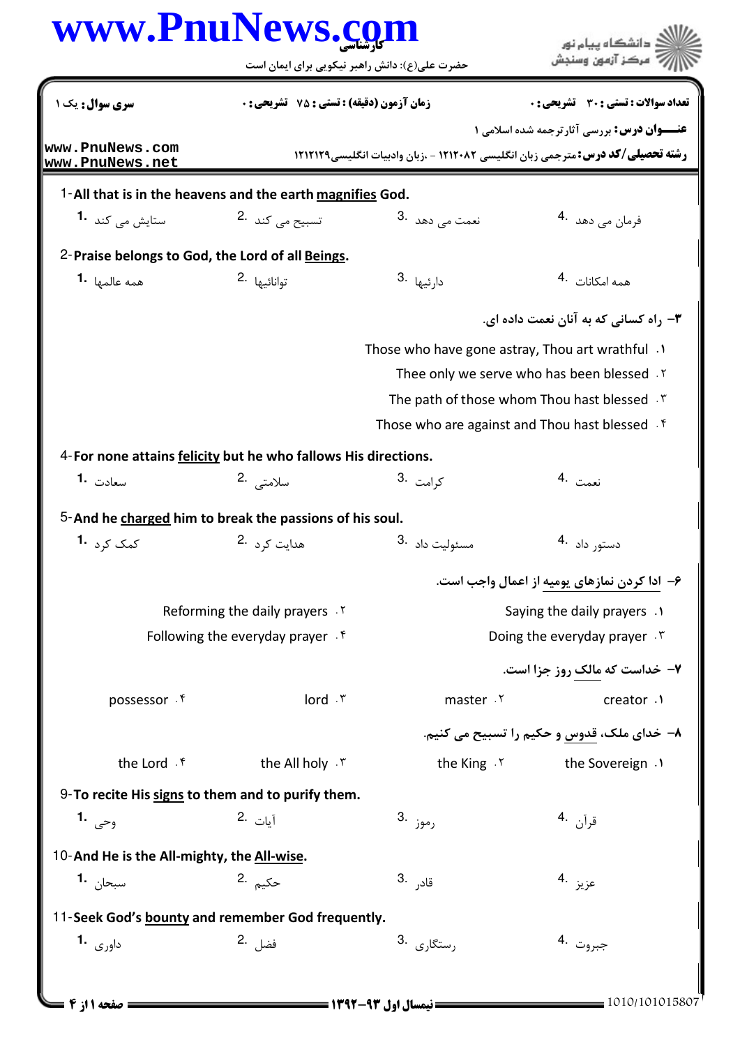کارشناسی

حضرت علی(ع): دانش راهبر نیکویی برای ایمان است

**سری سوال:** یک ۱ | **زمان آزمون (دقیقه) : تستی : ۷۵ تشریحی : ۰** | **تعداد سوالات : تستی : ۳۰ تشریحی : ۰**

**عنـــوان درس:** بررسی آثار ترجمه شده اسلامی ۱

**رشته تحصیلی/کد درس:** مترجمی زبان انگلیسی ۱۲۱۲۰۸۲ - ،زبان وادبیات انگلیسی۱۲۱۲۱۲۹

1-**All that is in the heavens and the earth magnifies God.**

1. ستایش می کند
2. تسبیح می کند
3. نعمت می دهد
4. فرمان می دهد

2-**Praise belongs to God, the Lord of all Beings.**

1. همه عالمها
2. تواناییها
3. دارئیها
4. همه امکانات

۳- **راه کسانی که به آنان نعمت داده ای.**

۱. Those who have gone astray, Thou art wrathful
۲. Thee only we serve who has been blessed
۳. The path of those whom Thou hast blessed
۴. Those who are against and Thou hast blessed

4-**For none attains felicity but he who fallows His directions.**

1. سعادت
2. سلامتی
3. کرامت
4. نعمت

5-**And he charged him to break the passions of his soul.**

1. کمک کرد
2. هدایت کرد
3. مسئولیت داد
4. دستور داد

۶- **ادا کردن نمازهای یومیه از اعمال واجب است.**

۱. Saying the daily prayers
۲. Reforming the daily prayers
۳. Doing the everyday prayer
۴. Following the everyday prayer

۷- **خداست که مالک روز جزا است.**

۱. creator
۲. master
۳. lord
۴. possessor

۸- **خدای ملک، قدوس و حکیم را تسبیح می کنیم.**

۱. the Sovereign
۲. the King
۳. the All holy
۴. the Lord

9-**To recite His signs to them and to purify them.**

1. وحی
2. آیات
3. رموز
4. قرآن

10-**And He is the All-mighty, the All-wise.**

1. سبحان
2. حکیم
3. قادر
4. عزیز

11-**Seek God's bounty and remember God frequently.**

1. داوری
2. فضل
3. رستگاری
4. جبروت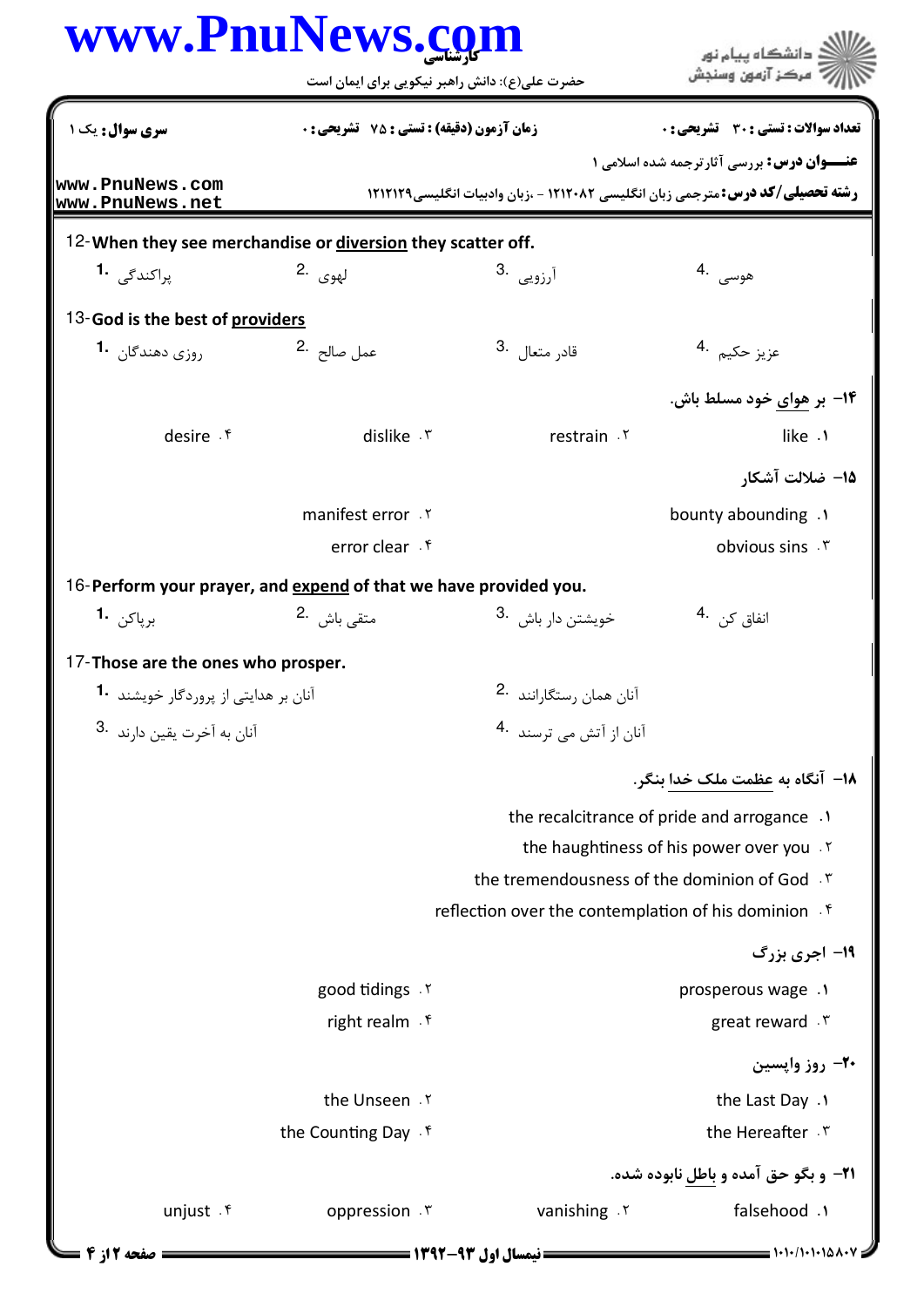**سری سوال:** یک ۱ | **زمان آزمون (دقیقه) : تستی : ۷۵ تشریحی : ۰** | **تعداد سوالات : تستی : ۳۰ تشریحی : ۰**

**عنـــوان درس:** بررسی آثارترجمه شده اسلامی ۱

**رشته تحصیلی/کد درس:** مترجمی زبان انگلیسی ۱۲۱۲۰۸۲ - ،زبان وادبیات انگلیسی۱۲۱۲۱۲۹

12- **When they see merchandise or <u>diversion</u> they scatter off.**

1. پراکندگی
2. لهوی
3. آرزویی
4. هوسی

13- **God is the best of <u>providers</u>**

1. روزی دهندگان
2. عمل صالح
3. قادر متعال
4. عزیز حکیم

۱۴- بر <u>هوای</u> خود مسلط باش.

۱. like
۲. restrain
۳. dislike
۴. desire

۱۵- ضلالت آشکار

۱. bounty abounding
۲. manifest error
۳. obvious sins
۴. error clear

16- **Perform your prayer, and <u>expend</u> of that we have provided you.**

1. برپاکن
2. متقی باش
3. خویشتن دار باش
4. انفاق کن

17- **Those are the ones who prosper.**

1. آنان بر هدایتی از پروردگار خویشند
2. آنان همان رستگارانند
3. آنان به آخرت یقین دارند
4. آنان از آتش می ترسند

۱۸- آنگاه به <u>عظمت ملک خدا</u> بنگر.

۱. the recalcitrance of pride and arrogance
۲. the haughtiness of his power over you
۳. the tremendousness of the dominion of God
۴. reflection over the contemplation of his dominion

۱۹- اجری بزرگ

۱. prosperous wage
۲. good tidings
۳. great reward
۴. right realm

۲۰- روز واپسین

۱. the Last Day
۲. the Unseen
۳. the Hereafter
۴. the Counting Day

۲۱- و بگو حق آمده و <u>باطل</u> نابوده شده.

۱. falsehood
۲. vanishing
۳. oppression
۴. unjust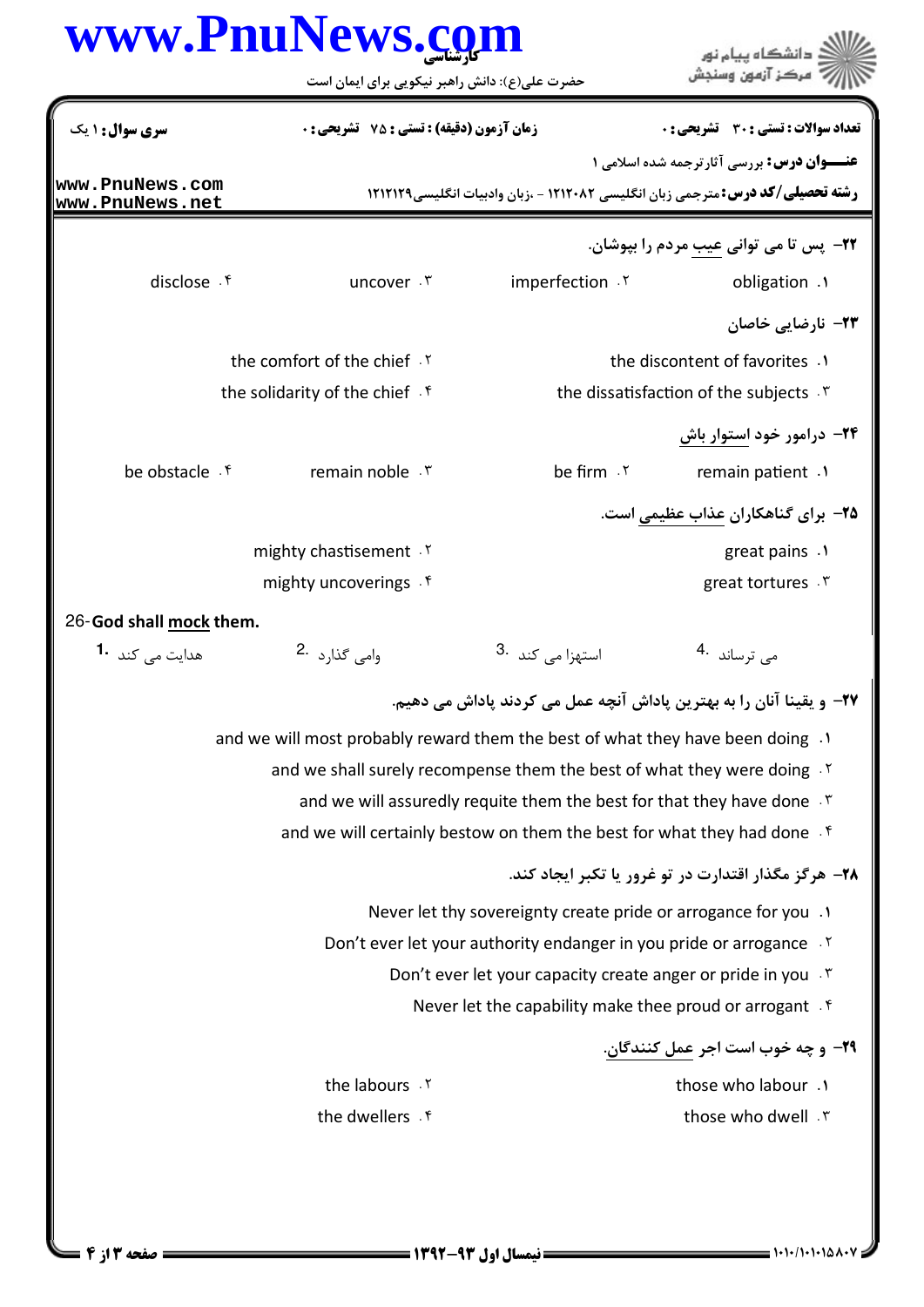**سری سوال:** ۱ یک | **زمان آزمون (دقیقه) : تستی :** ۷۵ **تشریحی :** ۰ | **تعداد سوالات : تستی :** ۳۰ **تشریحی :** ۰

**عنـــوان درس:** بررسی آثارترجمه شده اسلامی ۱

**رشته تحصیلی/کد درس:** مترجمی زبان انگلیسی ۱۲۱۲۰۸۲ - ،زبان وادبیات انگلیسی۱۲۱۲۱۲۹

۲۲- پس تا می توانی عیب مردم را بپوشان.

۱. obligation
۲. imperfection
۳. uncover
۴. disclose

۲۳- نارضایی خاصان

۱. the discontent of favorites
۲. the comfort of the chief
۳. the dissatisfaction of the subjects
۴. the solidarity of the chief

۲۴- درامور خود استوار باش

۱. remain patient
۲. be firm
۳. remain noble
۴. be obstacle

۲۵- برای گناهکاران عذاب عظیمی است.

۱. great pains
۲. mighty chastisement
۳. great tortures
۴. mighty uncoverings

26- **God shall mock them.**

1. هدایت می کند
2. وامی گذارد
3. استهزا می کند
4. می ترساند

۲۷- و یقینا آنان را به بهترین پاداش آنچه عمل می کردند پاداش می دهیم.

۱. and we will most probably reward them the best of what they have been doing
۲. and we shall surely recompense them the best of what they were doing
۳. and we will assuredly requite them the best for that they have done
۴. and we will certainly bestow on them the best for what they had done

۲۸- هرگز مگذار اقتدارت در تو غرور یا تکبر ایجاد کند.

۱. Never let thy sovereignty create pride or arrogance for you
۲. Don't ever let your authority endanger in you pride or arrogance
۳. Don't ever let your capacity create anger or pride in you
۴. Never let the capability make thee proud or arrogant

۲۹- و چه خوب است اجر عمل کنندگان.

۱. those who labour
۲. the labours
۳. those who dwell
۴. the dwellers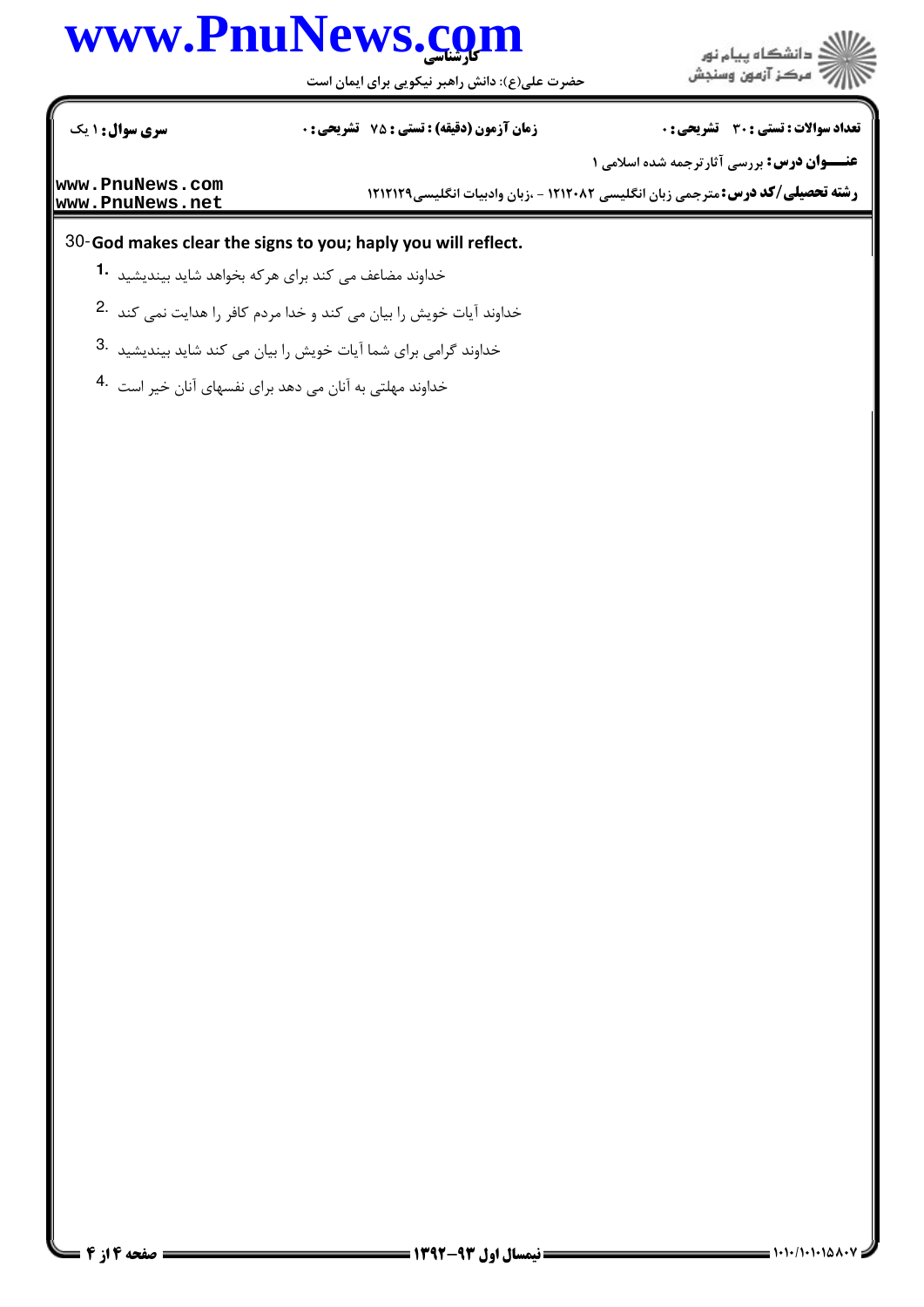30- **God makes clear the signs to you; haply you will reflect.**

1. خداوند مضاعف می کند برای هرکه بخواهد شاید بیندیشید

2. خداوند آیات خویش را بیان می کند و خدا مردم کافر را هدایت نمی کند

3. خداوند گرامی برای شما آیات خویش را بیان می کند شاید بیندیشید

4. خداوند مهلتی به آنان می دهد برای نفسهای آنان خیر است